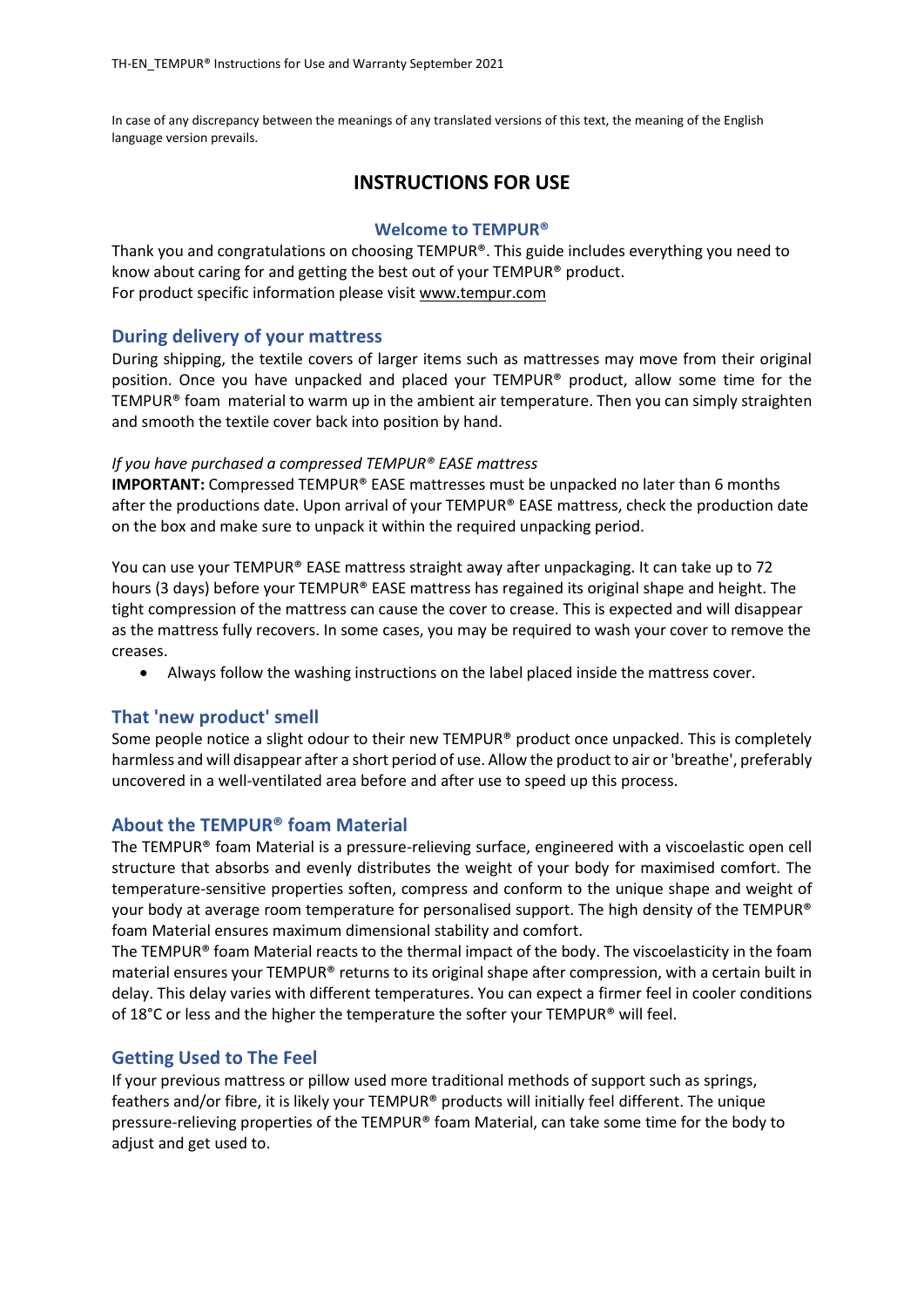In case of any discrepancy between the meanings of any translated versions of this text, the meaning of the English language version prevails.

# INSTRUCTIONS FOR USE

## Welcome to TEMPUR®

Thank you and congratulations on choosing TEMPUR®. This guide includes everything you need to know about caring for and getting the best out of your TEMPUR® product.
For product specific information please visit www.tempur.com

## During delivery of your mattress

During shipping, the textile covers of larger items such as mattresses may move from their original position. Once you have unpacked and placed your TEMPUR® product, allow some time for the TEMPUR® foam material to warm up in the ambient air temperature. Then you can simply straighten and smooth the textile cover back into position by hand.

*If you have purchased a compressed TEMPUR® EASE mattress*

**IMPORTANT:** Compressed TEMPUR® EASE mattresses must be unpacked no later than 6 months after the productions date. Upon arrival of your TEMPUR® EASE mattress, check the production date on the box and make sure to unpack it within the required unpacking period.

You can use your TEMPUR® EASE mattress straight away after unpackaging. It can take up to 72 hours (3 days) before your TEMPUR® EASE mattress has regained its original shape and height. The tight compression of the mattress can cause the cover to crease. This is expected and will disappear as the mattress fully recovers. In some cases, you may be required to wash your cover to remove the creases.

- Always follow the washing instructions on the label placed inside the mattress cover.

## That 'new product' smell

Some people notice a slight odour to their new TEMPUR® product once unpacked. This is completely harmless and will disappear after a short period of use. Allow the product to air or 'breathe', preferably uncovered in a well-ventilated area before and after use to speed up this process.

## About the TEMPUR® foam Material

The TEMPUR® foam Material is a pressure-relieving surface, engineered with a viscoelastic open cell structure that absorbs and evenly distributes the weight of your body for maximised comfort. The temperature-sensitive properties soften, compress and conform to the unique shape and weight of your body at average room temperature for personalised support. The high density of the TEMPUR® foam Material ensures maximum dimensional stability and comfort.
The TEMPUR® foam Material reacts to the thermal impact of the body. The viscoelasticity in the foam material ensures your TEMPUR® returns to its original shape after compression, with a certain built in delay. This delay varies with different temperatures. You can expect a firmer feel in cooler conditions of 18°C or less and the higher the temperature the softer your TEMPUR® will feel.

## Getting Used to The Feel

If your previous mattress or pillow used more traditional methods of support such as springs, feathers and/or fibre, it is likely your TEMPUR® products will initially feel different. The unique pressure-relieving properties of the TEMPUR® foam Material, can take some time for the body to adjust and get used to.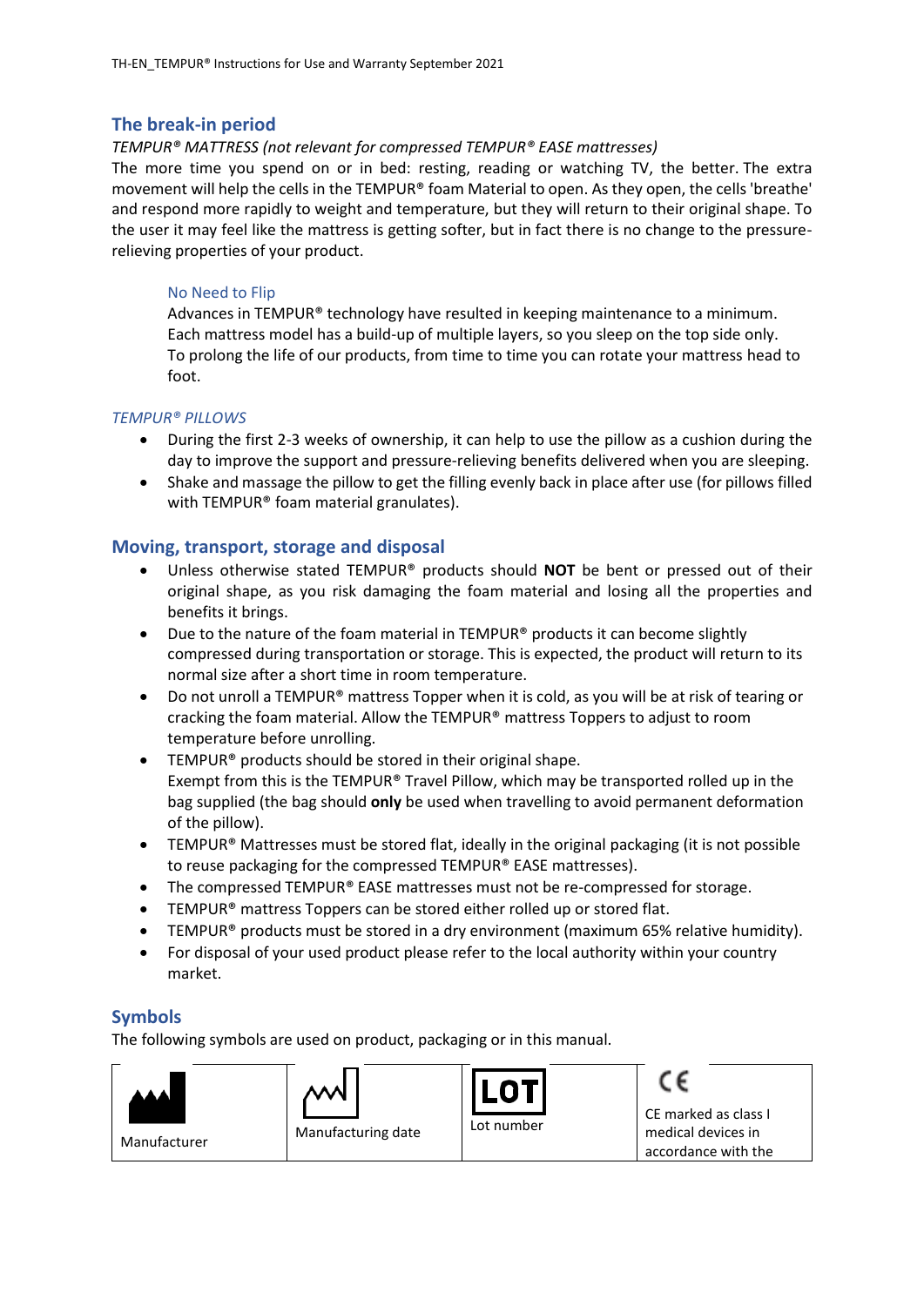## The break-in period

*TEMPUR® MATTRESS (not relevant for compressed TEMPUR® EASE mattresses)*

The more time you spend on or in bed: resting, reading or watching TV, the better. The extra movement will help the cells in the TEMPUR® foam Material to open. As they open, the cells 'breathe' and respond more rapidly to weight and temperature, but they will return to their original shape. To the user it may feel like the mattress is getting softer, but in fact there is no change to the pressure-relieving properties of your product.

### No Need to Flip

Advances in TEMPUR® technology have resulted in keeping maintenance to a minimum. Each mattress model has a build-up of multiple layers, so you sleep on the top side only. To prolong the life of our products, from time to time you can rotate your mattress head to foot.

*TEMPUR® PILLOWS*

- During the first 2-3 weeks of ownership, it can help to use the pillow as a cushion during the day to improve the support and pressure-relieving benefits delivered when you are sleeping.
- Shake and massage the pillow to get the filling evenly back in place after use (for pillows filled with TEMPUR® foam material granulates).

## Moving, transport, storage and disposal

- Unless otherwise stated TEMPUR® products should **NOT** be bent or pressed out of their original shape, as you risk damaging the foam material and losing all the properties and benefits it brings.
- Due to the nature of the foam material in TEMPUR® products it can become slightly compressed during transportation or storage. This is expected, the product will return to its normal size after a short time in room temperature.
- Do not unroll a TEMPUR® mattress Topper when it is cold, as you will be at risk of tearing or cracking the foam material. Allow the TEMPUR® mattress Toppers to adjust to room temperature before unrolling.
- TEMPUR® products should be stored in their original shape. Exempt from this is the TEMPUR® Travel Pillow, which may be transported rolled up in the bag supplied (the bag should **only** be used when travelling to avoid permanent deformation of the pillow).
- TEMPUR® Mattresses must be stored flat, ideally in the original packaging (it is not possible to reuse packaging for the compressed TEMPUR® EASE mattresses).
- The compressed TEMPUR® EASE mattresses must not be re-compressed for storage.
- TEMPUR® mattress Toppers can be stored either rolled up or stored flat.
- TEMPUR® products must be stored in a dry environment (maximum 65% relative humidity).
- For disposal of your used product please refer to the local authority within your country market.

## Symbols

The following symbols are used on product, packaging or in this manual.

| Manufacturer | Manufacturing date | LOT Lot number | CE CE marked as class I medical devices in accordance with the |
|---|---|---|---|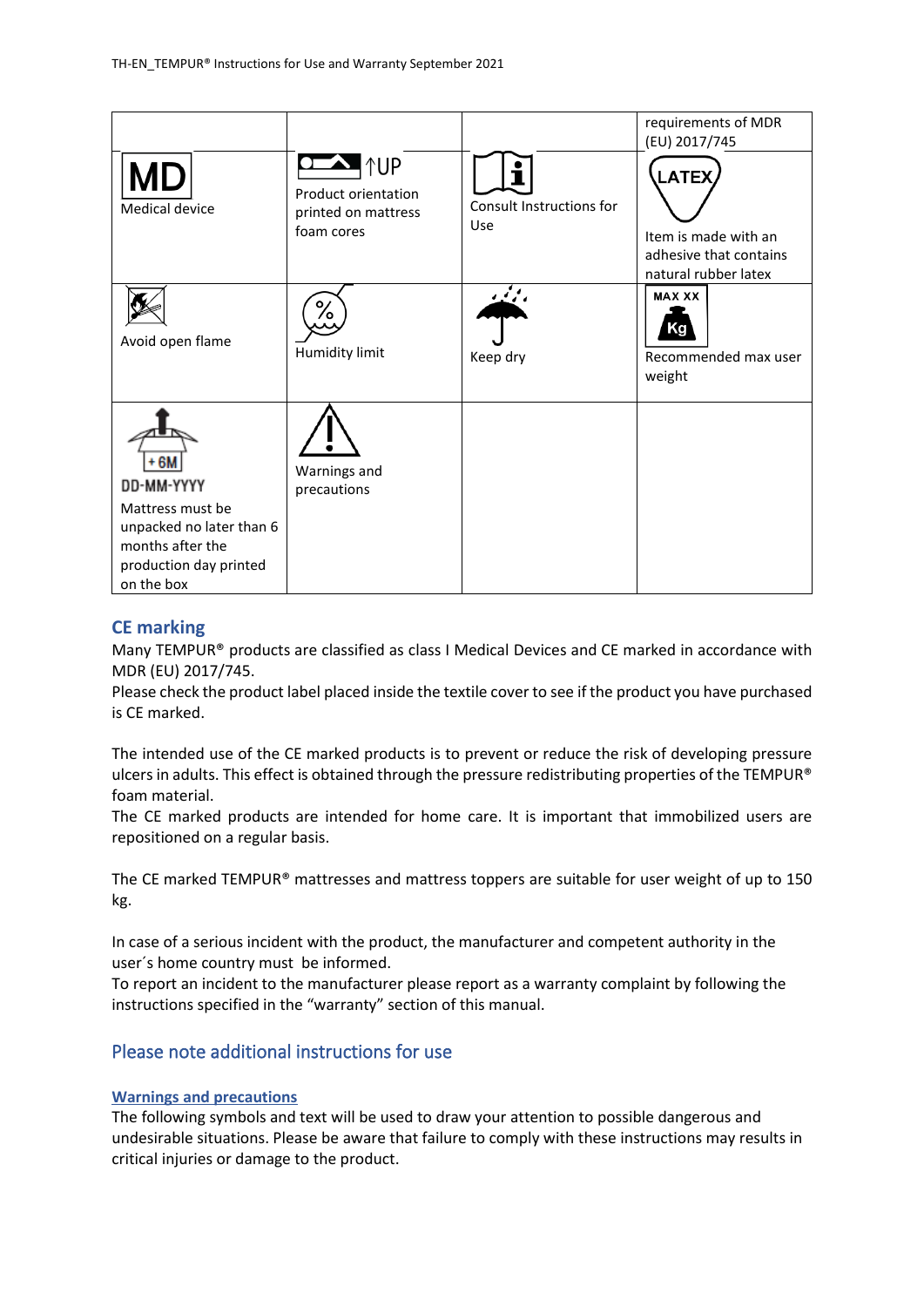| | | | requirements of MDR (EU) 2017/745 |
|---|---|---|---|
| MD Medical device | ↑UP Product orientation printed on mattress foam cores | Consult Instructions for Use | LATEX Item is made with an adhesive that contains natural rubber latex |
| Avoid open flame | Humidity limit | Keep dry | MAX XX Kg Recommended max user weight |
| +6M DD-MM-YYYY Mattress must be unpacked no later than 6 months after the production day printed on the box | Warnings and precautions | | |

## CE marking

Many TEMPUR® products are classified as class I Medical Devices and CE marked in accordance with MDR (EU) 2017/745.
Please check the product label placed inside the textile cover to see if the product you have purchased is CE marked.

The intended use of the CE marked products is to prevent or reduce the risk of developing pressure ulcers in adults. This effect is obtained through the pressure redistributing properties of the TEMPUR® foam material.
The CE marked products are intended for home care. It is important that immobilized users are repositioned on a regular basis.

The CE marked TEMPUR® mattresses and mattress toppers are suitable for user weight of up to 150 kg.

In case of a serious incident with the product, the manufacturer and competent authority in the user´s home country must be informed.
To report an incident to the manufacturer please report as a warranty complaint by following the instructions specified in the "warranty" section of this manual.

## Please note additional instructions for use

### Warnings and precautions

The following symbols and text will be used to draw your attention to possible dangerous and undesirable situations. Please be aware that failure to comply with these instructions may results in critical injuries or damage to the product.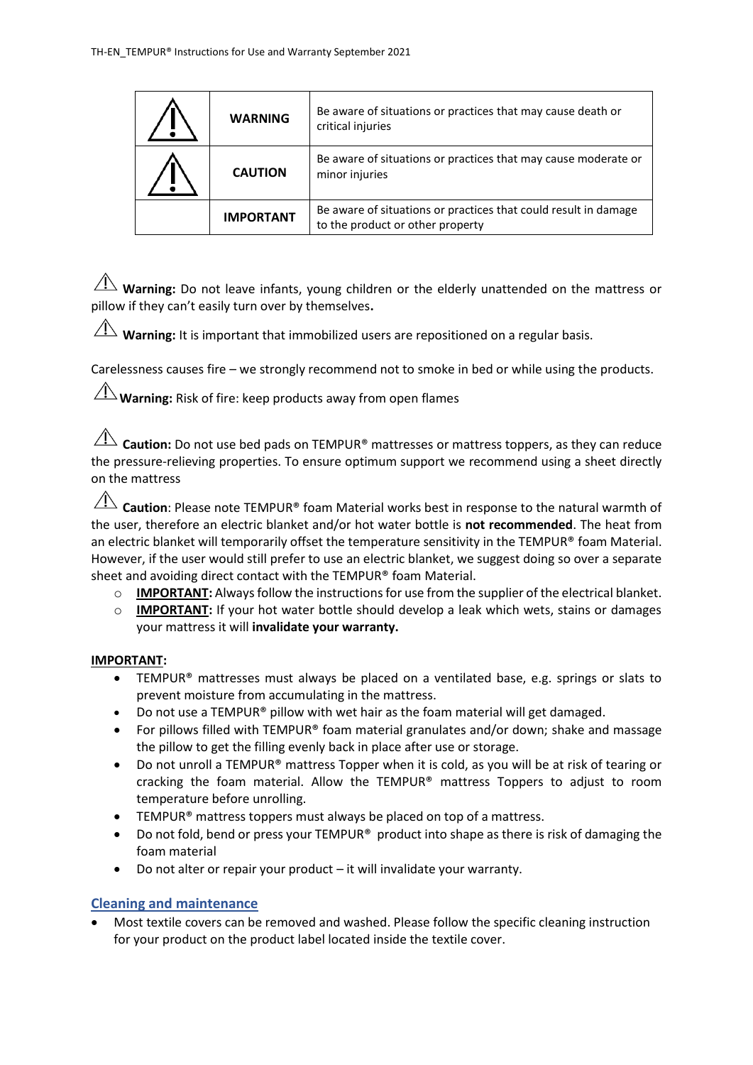| | | |
|---|---|---|
| ⚠ | **WARNING** | Be aware of situations or practices that may cause death or critical injuries |
| ⚠ | **CAUTION** | Be aware of situations or practices that may cause moderate or minor injuries |
| | **IMPORTANT** | Be aware of situations or practices that could result in damage to the product or other property |

⚠ **Warning:** Do not leave infants, young children or the elderly unattended on the mattress or pillow if they can't easily turn over by themselves**.**

⚠ **Warning:** It is important that immobilized users are repositioned on a regular basis.

Carelessness causes fire – we strongly recommend not to smoke in bed or while using the products.

⚠ **Warning:** Risk of fire: keep products away from open flames

⚠ **Caution:** Do not use bed pads on TEMPUR® mattresses or mattress toppers, as they can reduce the pressure-relieving properties. To ensure optimum support we recommend using a sheet directly on the mattress

⚠ **Caution**: Please note TEMPUR® foam Material works best in response to the natural warmth of the user, therefore an electric blanket and/or hot water bottle is **not recommended**. The heat from an electric blanket will temporarily offset the temperature sensitivity in the TEMPUR® foam Material. However, if the user would still prefer to use an electric blanket, we suggest doing so over a separate sheet and avoiding direct contact with the TEMPUR® foam Material.

- **IMPORTANT:** Always follow the instructions for use from the supplier of the electrical blanket.
- **IMPORTANT:** If your hot water bottle should develop a leak which wets, stains or damages your mattress it will **invalidate your warranty.**

**IMPORTANT:**

- TEMPUR® mattresses must always be placed on a ventilated base, e.g. springs or slats to prevent moisture from accumulating in the mattress.
- Do not use a TEMPUR® pillow with wet hair as the foam material will get damaged.
- For pillows filled with TEMPUR® foam material granulates and/or down; shake and massage the pillow to get the filling evenly back in place after use or storage.
- Do not unroll a TEMPUR® mattress Topper when it is cold, as you will be at risk of tearing or cracking the foam material. Allow the TEMPUR® mattress Toppers to adjust to room temperature before unrolling.
- TEMPUR® mattress toppers must always be placed on top of a mattress.
- Do not fold, bend or press your TEMPUR® product into shape as there is risk of damaging the foam material
- Do not alter or repair your product – it will invalidate your warranty.

## Cleaning and maintenance

- Most textile covers can be removed and washed. Please follow the specific cleaning instruction for your product on the product label located inside the textile cover.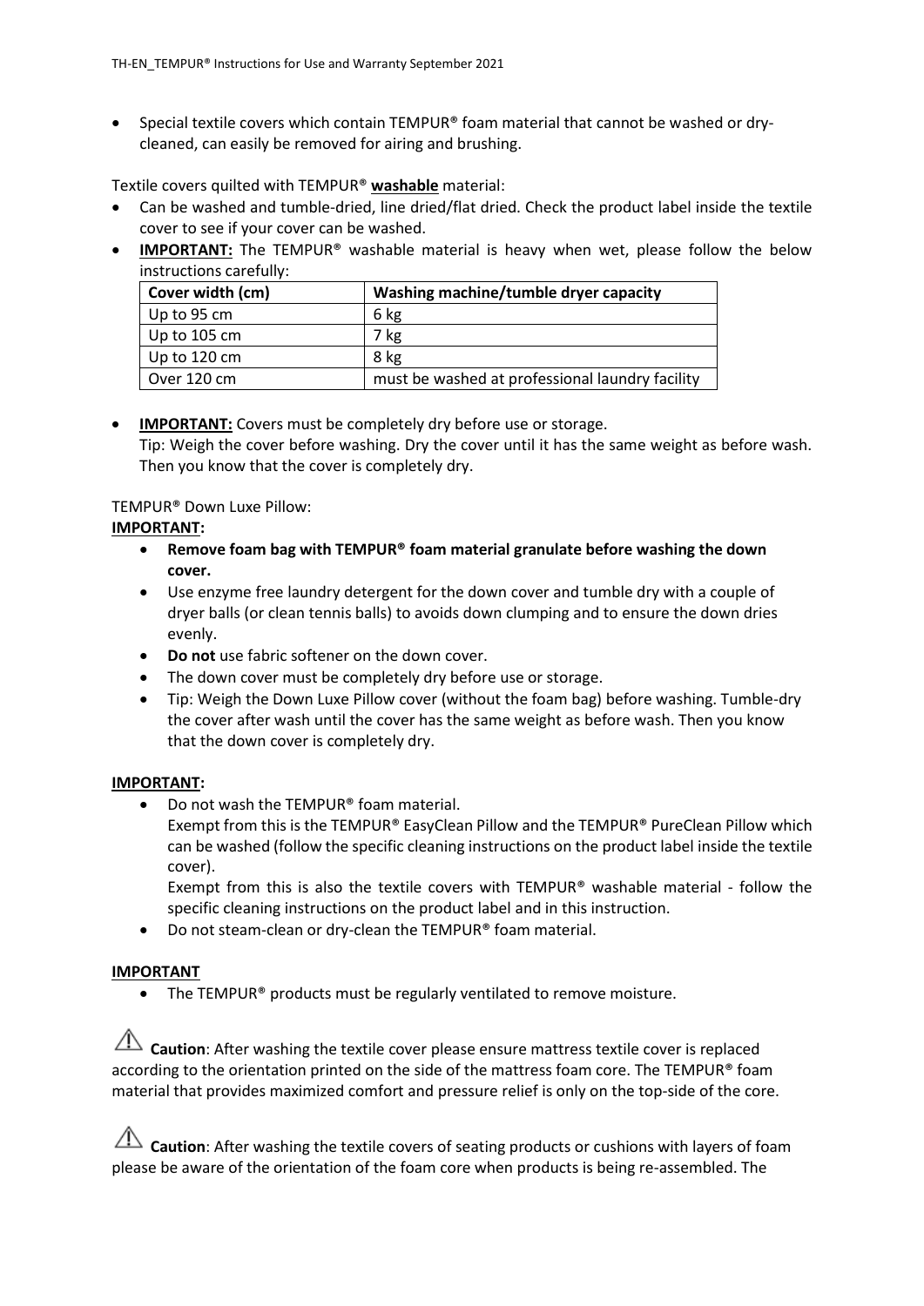- Special textile covers which contain TEMPUR® foam material that cannot be washed or dry-cleaned, can easily be removed for airing and brushing.

Textile covers quilted with TEMPUR® **washable** material:

- Can be washed and tumble-dried, line dried/flat dried. Check the product label inside the textile cover to see if your cover can be washed.
- **IMPORTANT:** The TEMPUR® washable material is heavy when wet, please follow the below instructions carefully:

| Cover width (cm) | Washing machine/tumble dryer capacity |
| --- | --- |
| Up to 95 cm | 6 kg |
| Up to 105 cm | 7 kg |
| Up to 120 cm | 8 kg |
| Over 120 cm | must be washed at professional laundry facility |

- **IMPORTANT:** Covers must be completely dry before use or storage.
  Tip: Weigh the cover before washing. Dry the cover until it has the same weight as before wash. Then you know that the cover is completely dry.

TEMPUR® Down Luxe Pillow:

**IMPORTANT:**

- **Remove foam bag with TEMPUR® foam material granulate before washing the down cover.**
- Use enzyme free laundry detergent for the down cover and tumble dry with a couple of dryer balls (or clean tennis balls) to avoids down clumping and to ensure the down dries evenly.
- **Do not** use fabric softener on the down cover.
- The down cover must be completely dry before use or storage.
- Tip: Weigh the Down Luxe Pillow cover (without the foam bag) before washing. Tumble-dry the cover after wash until the cover has the same weight as before wash. Then you know that the down cover is completely dry.

**IMPORTANT:**

- Do not wash the TEMPUR® foam material.
  Exempt from this is the TEMPUR® EasyClean Pillow and the TEMPUR® PureClean Pillow which can be washed (follow the specific cleaning instructions on the product label inside the textile cover).
  Exempt from this is also the textile covers with TEMPUR® washable material - follow the specific cleaning instructions on the product label and in this instruction.
- Do not steam-clean or dry-clean the TEMPUR® foam material.

**IMPORTANT**

- The TEMPUR® products must be regularly ventilated to remove moisture.

⚠ **Caution**: After washing the textile cover please ensure mattress textile cover is replaced according to the orientation printed on the side of the mattress foam core. The TEMPUR® foam material that provides maximized comfort and pressure relief is only on the top-side of the core.

⚠ **Caution**: After washing the textile covers of seating products or cushions with layers of foam please be aware of the orientation of the foam core when products is being re-assembled. The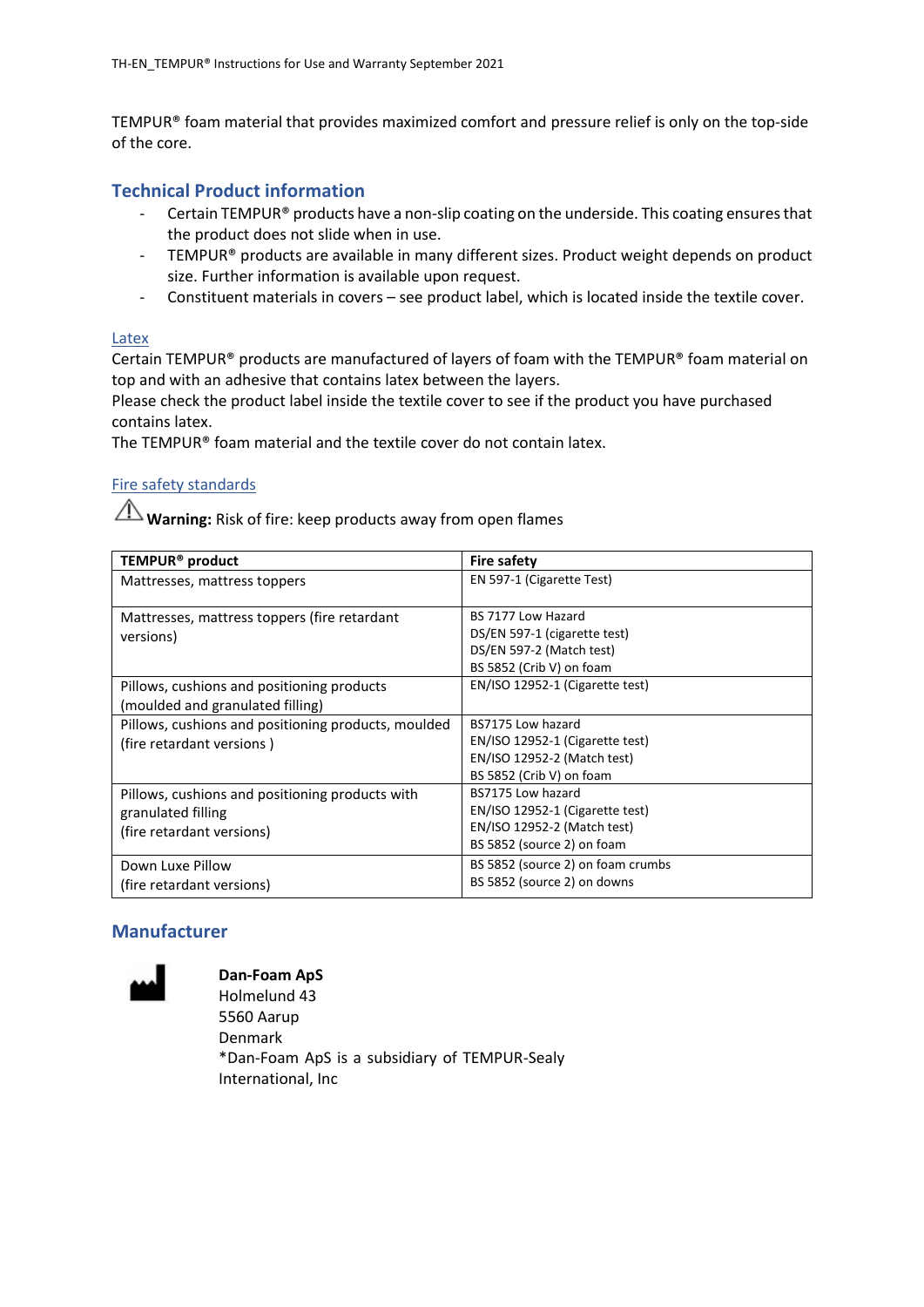TEMPUR® foam material that provides maximized comfort and pressure relief is only on the top-side of the core.

## Technical Product information

- Certain TEMPUR® products have a non-slip coating on the underside. This coating ensures that the product does not slide when in use.
- TEMPUR® products are available in many different sizes. Product weight depends on product size. Further information is available upon request.
- Constituent materials in covers – see product label, which is located inside the textile cover.

### Latex

Certain TEMPUR® products are manufactured of layers of foam with the TEMPUR® foam material on top and with an adhesive that contains latex between the layers.
Please check the product label inside the textile cover to see if the product you have purchased contains latex.
The TEMPUR® foam material and the textile cover do not contain latex.

### Fire safety standards

⚠ **Warning:** Risk of fire: keep products away from open flames

| TEMPUR® product | Fire safety |
| --- | --- |
| Mattresses, mattress toppers | EN 597-1 (Cigarette Test) |
| Mattresses, mattress toppers (fire retardant versions) | BS 7177 Low Hazard<br>DS/EN 597-1 (cigarette test)<br>DS/EN 597-2 (Match test)<br>BS 5852 (Crib V) on foam |
| Pillows, cushions and positioning products (moulded and granulated filling) | EN/ISO 12952-1 (Cigarette test) |
| Pillows, cushions and positioning products, moulded (fire retardant versions ) | BS7175 Low hazard<br>EN/ISO 12952-1 (Cigarette test)<br>EN/ISO 12952-2 (Match test)<br>BS 5852 (Crib V) on foam |
| Pillows, cushions and positioning products with granulated filling (fire retardant versions) | BS7175 Low hazard<br>EN/ISO 12952-1 (Cigarette test)<br>EN/ISO 12952-2 (Match test)<br>BS 5852 (source 2) on foam |
| Down Luxe Pillow (fire retardant versions) | BS 5852 (source 2) on foam crumbs<br>BS 5852 (source 2) on downs |

## Manufacturer

**Dan-Foam ApS**
Holmelund 43
5560 Aarup
Denmark
*Dan-Foam ApS is a subsidiary of TEMPUR-Sealy International, Inc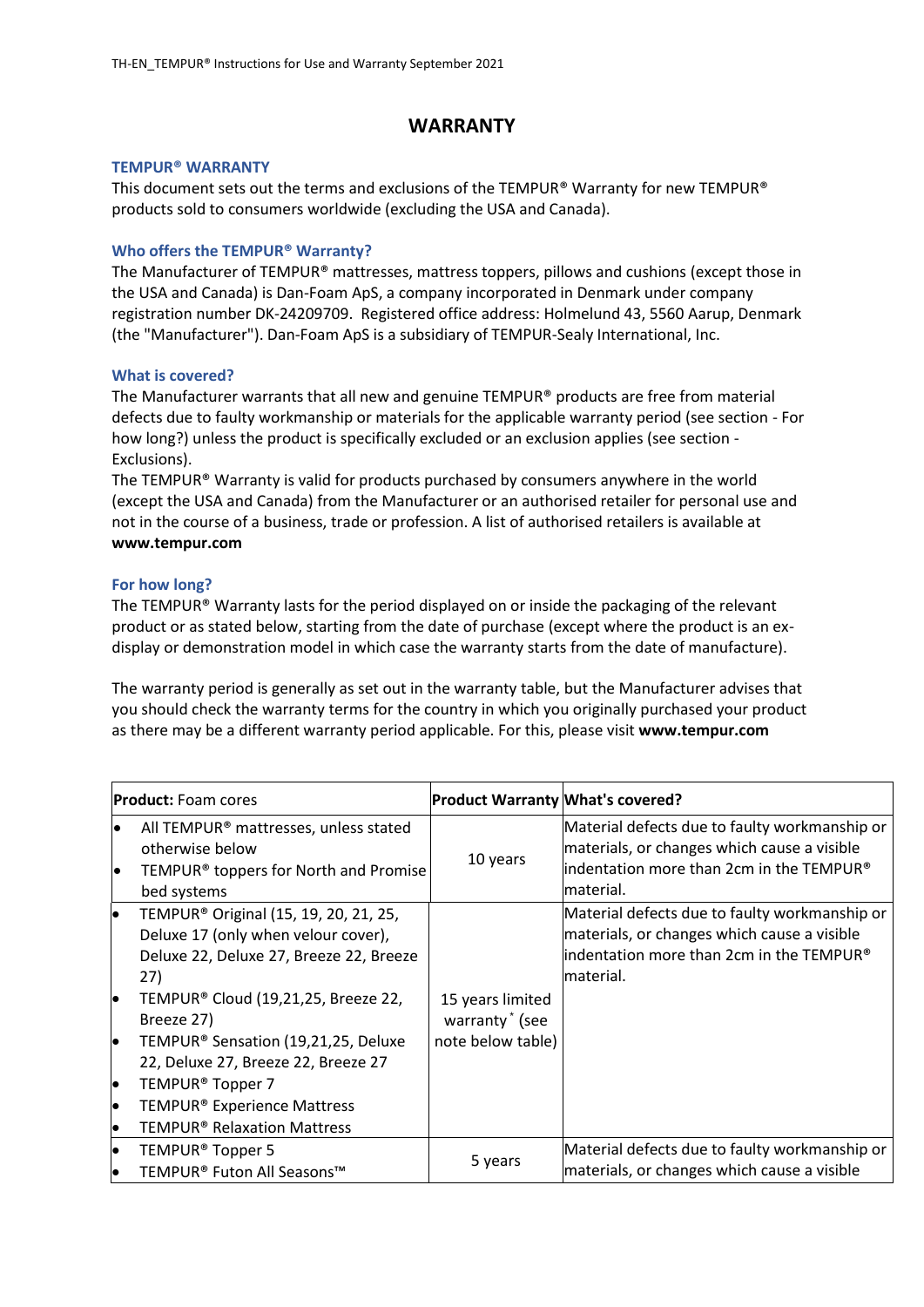# WARRANTY

### TEMPUR® WARRANTY

This document sets out the terms and exclusions of the TEMPUR® Warranty for new TEMPUR® products sold to consumers worldwide (excluding the USA and Canada).

### Who offers the TEMPUR® Warranty?

The Manufacturer of TEMPUR® mattresses, mattress toppers, pillows and cushions (except those in the USA and Canada) is Dan-Foam ApS, a company incorporated in Denmark under company registration number DK-24209709. Registered office address: Holmelund 43, 5560 Aarup, Denmark (the "Manufacturer"). Dan-Foam ApS is a subsidiary of TEMPUR-Sealy International, Inc.

### What is covered?

The Manufacturer warrants that all new and genuine TEMPUR® products are free from material defects due to faulty workmanship or materials for the applicable warranty period (see section - For how long?) unless the product is specifically excluded or an exclusion applies (see section - Exclusions).

The TEMPUR® Warranty is valid for products purchased by consumers anywhere in the world (except the USA and Canada) from the Manufacturer or an authorised retailer for personal use and not in the course of a business, trade or profession. A list of authorised retailers is available at **www.tempur.com**

### For how long?

The TEMPUR® Warranty lasts for the period displayed on or inside the packaging of the relevant product or as stated below, starting from the date of purchase (except where the product is an ex-display or demonstration model in which case the warranty starts from the date of manufacture).

The warranty period is generally as set out in the warranty table, but the Manufacturer advises that you should check the warranty terms for the country in which you originally purchased your product as there may be a different warranty period applicable. For this, please visit **www.tempur.com**

| **Product:** Foam cores | **Product Warranty** | **What's covered?** |
|---|---|---|
| • All TEMPUR® mattresses, unless stated otherwise below<br>• TEMPUR® toppers for North and Promise bed systems | 10 years | Material defects due to faulty workmanship or materials, or changes which cause a visible indentation more than 2cm in the TEMPUR® material. |
| • TEMPUR® Original (15, 19, 20, 21, 25, Deluxe 17 (only when velour cover), Deluxe 22, Deluxe 27, Breeze 22, Breeze 27)<br>• TEMPUR® Cloud (19,21,25, Breeze 22, Breeze 27)<br>• TEMPUR® Sensation (19,21,25, Deluxe 22, Deluxe 27, Breeze 22, Breeze 27<br>• TEMPUR® Topper 7<br>• TEMPUR® Experience Mattress<br>• TEMPUR® Relaxation Mattress | 15 years limited warranty * (see note below table) | Material defects due to faulty workmanship or materials, or changes which cause a visible indentation more than 2cm in the TEMPUR® material. |
| • TEMPUR® Topper 5<br>• TEMPUR® Futon All Seasons™ | 5 years | Material defects due to faulty workmanship or materials, or changes which cause a visible |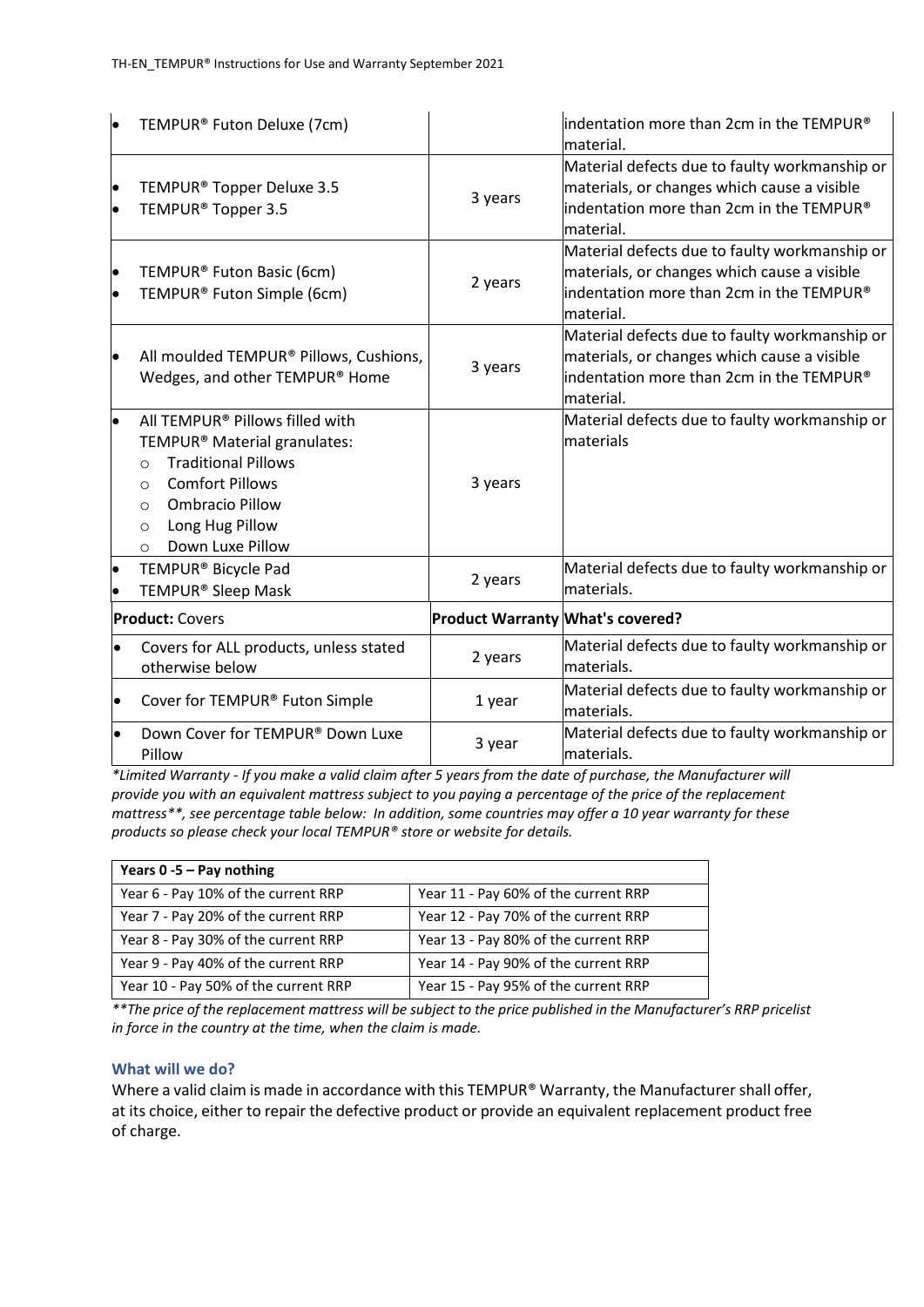| Product | Product Warranty | What's covered? |
|---|---|---|
| • TEMPUR® Futon Deluxe (7cm) | | indentation more than 2cm in the TEMPUR® material. |
| • TEMPUR® Topper Deluxe 3.5<br>• TEMPUR® Topper 3.5 | 3 years | Material defects due to faulty workmanship or materials, or changes which cause a visible indentation more than 2cm in the TEMPUR® material. |
| • TEMPUR® Futon Basic (6cm)<br>• TEMPUR® Futon Simple (6cm) | 2 years | Material defects due to faulty workmanship or materials, or changes which cause a visible indentation more than 2cm in the TEMPUR® material. |
| • All moulded TEMPUR® Pillows, Cushions, Wedges, and other TEMPUR® Home | 3 years | Material defects due to faulty workmanship or materials, or changes which cause a visible indentation more than 2cm in the TEMPUR® material. |
| • All TEMPUR® Pillows filled with TEMPUR® Material granulates:<br>○ Traditional Pillows<br>○ Comfort Pillows<br>○ Ombracio Pillow<br>○ Long Hug Pillow<br>○ Down Luxe Pillow | 3 years | Material defects due to faulty workmanship or materials |
| • TEMPUR® Bicycle Pad<br>• TEMPUR® Sleep Mask | 2 years | Material defects due to faulty workmanship or materials. |
| **Product:** Covers | **Product Warranty** | **What's covered?** |
| • Covers for ALL products, unless stated otherwise below | 2 years | Material defects due to faulty workmanship or materials. |
| • Cover for TEMPUR® Futon Simple | 1 year | Material defects due to faulty workmanship or materials. |
| • Down Cover for TEMPUR® Down Luxe Pillow | 3 year | Material defects due to faulty workmanship or materials. |

*\*Limited Warranty - If you make a valid claim after 5 years from the date of purchase, the Manufacturer will provide you with an equivalent mattress subject to you paying a percentage of the price of the replacement mattress\*\*, see percentage table below: In addition, some countries may offer a 10 year warranty for these products so please check your local TEMPUR® store or website for details.*

| Years 0 -5 – Pay nothing | |
|---|---|
| Year 6 - Pay 10% of the current RRP | Year 11 - Pay 60% of the current RRP |
| Year 7 - Pay 20% of the current RRP | Year 12 - Pay 70% of the current RRP |
| Year 8 - Pay 30% of the current RRP | Year 13 - Pay 80% of the current RRP |
| Year 9 - Pay 40% of the current RRP | Year 14 - Pay 90% of the current RRP |
| Year 10 - Pay 50% of the current RRP | Year 15 - Pay 95% of the current RRP |

*\*\*The price of the replacement mattress will be subject to the price published in the Manufacturer's RRP pricelist in force in the country at the time, when the claim is made.*

### What will we do?

Where a valid claim is made in accordance with this TEMPUR® Warranty, the Manufacturer shall offer, at its choice, either to repair the defective product or provide an equivalent replacement product free of charge.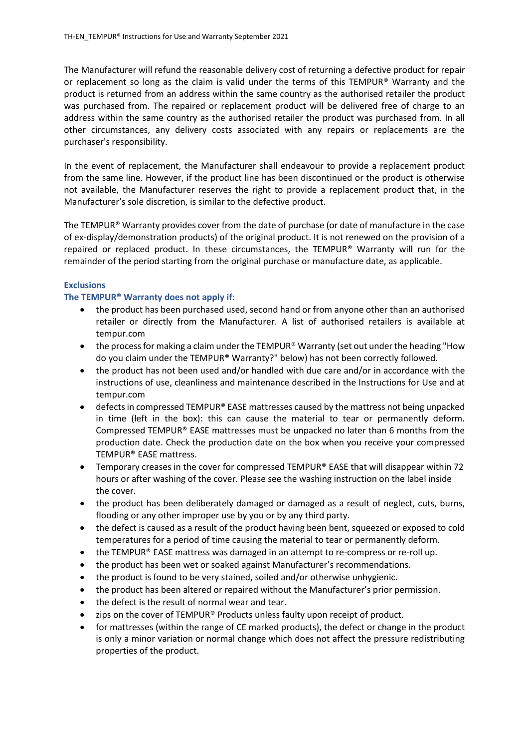The Manufacturer will refund the reasonable delivery cost of returning a defective product for repair or replacement so long as the claim is valid under the terms of this TEMPUR® Warranty and the product is returned from an address within the same country as the authorised retailer the product was purchased from. The repaired or replacement product will be delivered free of charge to an address within the same country as the authorised retailer the product was purchased from. In all other circumstances, any delivery costs associated with any repairs or replacements are the purchaser's responsibility.

In the event of replacement, the Manufacturer shall endeavour to provide a replacement product from the same line. However, if the product line has been discontinued or the product is otherwise not available, the Manufacturer reserves the right to provide a replacement product that, in the Manufacturer's sole discretion, is similar to the defective product.

The TEMPUR® Warranty provides cover from the date of purchase (or date of manufacture in the case of ex-display/demonstration products) of the original product. It is not renewed on the provision of a repaired or replaced product. In these circumstances, the TEMPUR® Warranty will run for the remainder of the period starting from the original purchase or manufacture date, as applicable.

**Exclusions**

**The TEMPUR® Warranty does not apply if:**

- the product has been purchased used, second hand or from anyone other than an authorised retailer or directly from the Manufacturer. A list of authorised retailers is available at tempur.com
- the process for making a claim under the TEMPUR® Warranty (set out under the heading "How do you claim under the TEMPUR® Warranty?" below) has not been correctly followed.
- the product has not been used and/or handled with due care and/or in accordance with the instructions of use, cleanliness and maintenance described in the Instructions for Use and at tempur.com
- defects in compressed TEMPUR® EASE mattresses caused by the mattress not being unpacked in time (left in the box): this can cause the material to tear or permanently deform. Compressed TEMPUR® EASE mattresses must be unpacked no later than 6 months from the production date. Check the production date on the box when you receive your compressed TEMPUR® EASE mattress.
- Temporary creases in the cover for compressed TEMPUR® EASE that will disappear within 72 hours or after washing of the cover. Please see the washing instruction on the label inside the cover.
- the product has been deliberately damaged or damaged as a result of neglect, cuts, burns, flooding or any other improper use by you or by any third party.
- the defect is caused as a result of the product having been bent, squeezed or exposed to cold temperatures for a period of time causing the material to tear or permanently deform.
- the TEMPUR® EASE mattress was damaged in an attempt to re-compress or re-roll up.
- the product has been wet or soaked against Manufacturer's recommendations.
- the product is found to be very stained, soiled and/or otherwise unhygienic.
- the product has been altered or repaired without the Manufacturer's prior permission.
- the defect is the result of normal wear and tear.
- zips on the cover of TEMPUR® Products unless faulty upon receipt of product.
- for mattresses (within the range of CE marked products), the defect or change in the product is only a minor variation or normal change which does not affect the pressure redistributing properties of the product.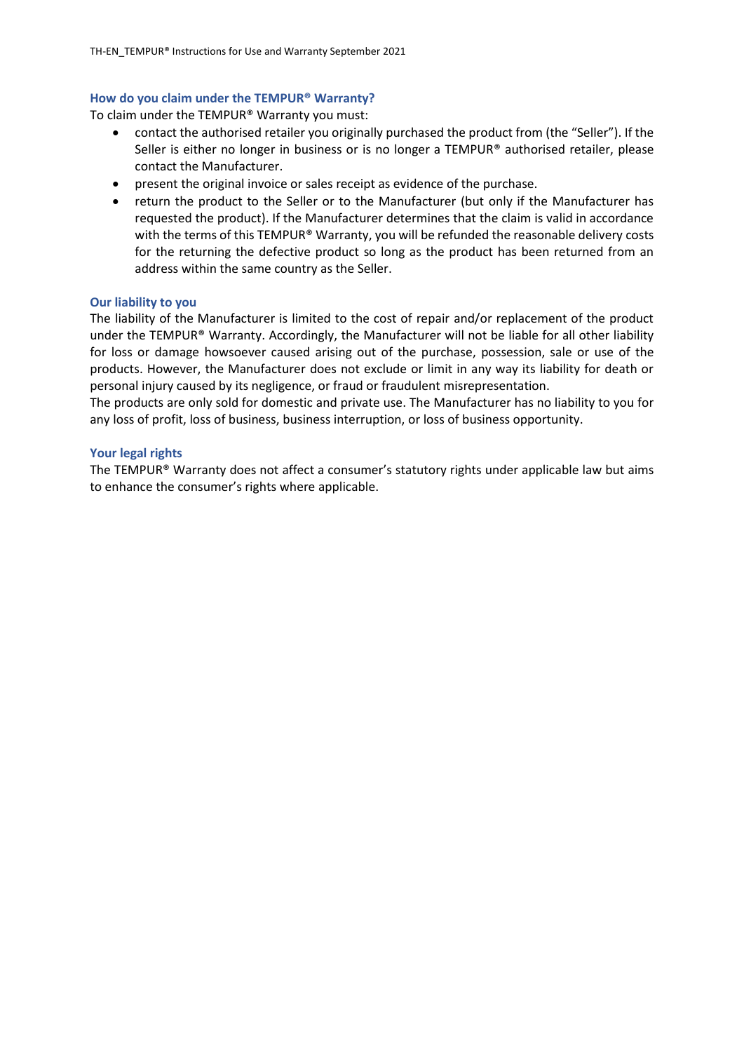### How do you claim under the TEMPUR® Warranty?

To claim under the TEMPUR® Warranty you must:

- contact the authorised retailer you originally purchased the product from (the "Seller"). If the Seller is either no longer in business or is no longer a TEMPUR® authorised retailer, please contact the Manufacturer.
- present the original invoice or sales receipt as evidence of the purchase.
- return the product to the Seller or to the Manufacturer (but only if the Manufacturer has requested the product). If the Manufacturer determines that the claim is valid in accordance with the terms of this TEMPUR® Warranty, you will be refunded the reasonable delivery costs for the returning the defective product so long as the product has been returned from an address within the same country as the Seller.

### Our liability to you

The liability of the Manufacturer is limited to the cost of repair and/or replacement of the product under the TEMPUR® Warranty. Accordingly, the Manufacturer will not be liable for all other liability for loss or damage howsoever caused arising out of the purchase, possession, sale or use of the products. However, the Manufacturer does not exclude or limit in any way its liability for death or personal injury caused by its negligence, or fraud or fraudulent misrepresentation.

The products are only sold for domestic and private use. The Manufacturer has no liability to you for any loss of profit, loss of business, business interruption, or loss of business opportunity.

### Your legal rights

The TEMPUR® Warranty does not affect a consumer's statutory rights under applicable law but aims to enhance the consumer's rights where applicable.